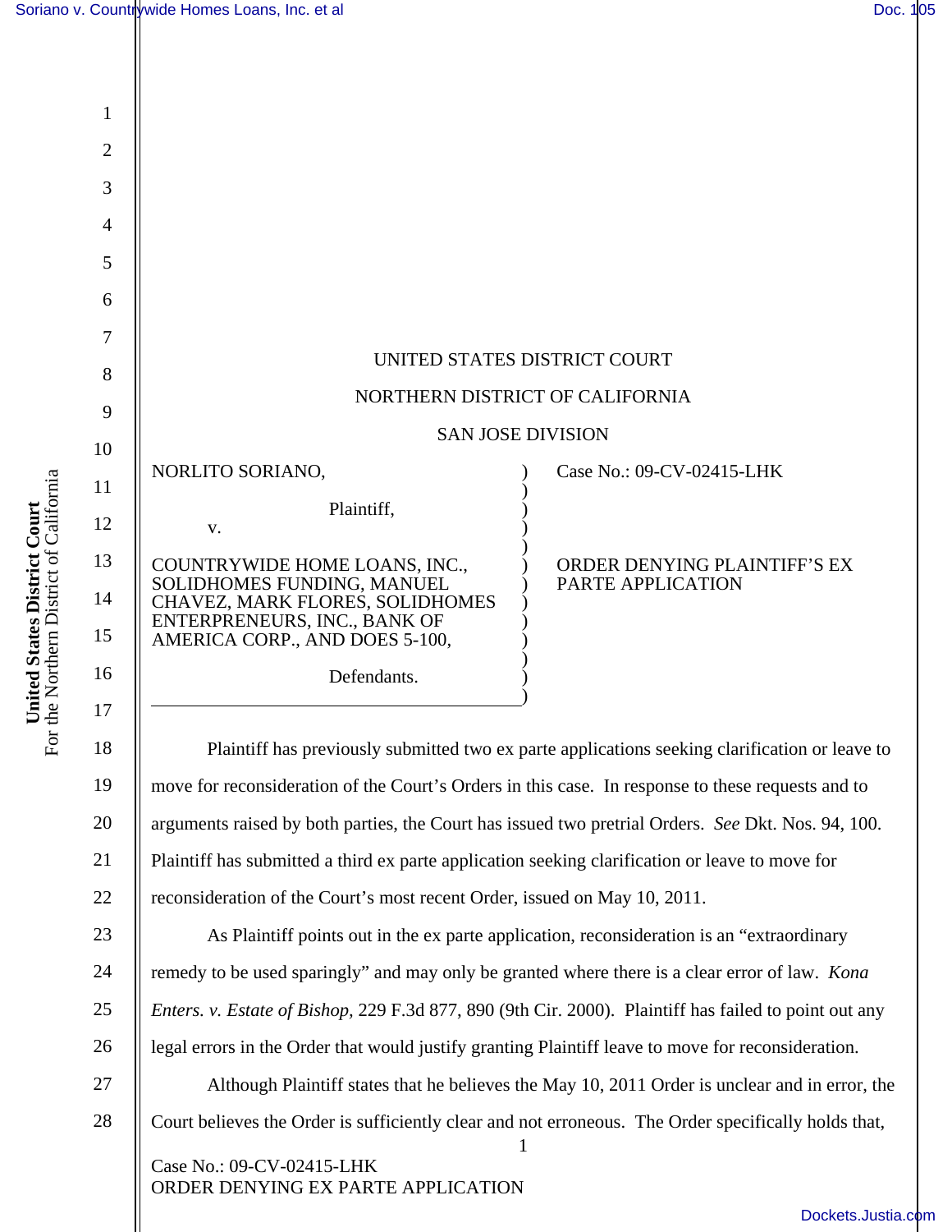UNITED STATES DISTRICT COURT

NORTHERN DISTRICT OF CALIFORNIA

SAN JOSE DIVISION

NORLITO SORIANO,

Plaintiff,

v.

COUNTRYWIDE HOME LOANS, INC., SOLIDHOMES FUNDING, MANUEL CHAVEZ, MARK FLORES, SOLIDHOMES ENTERPRENEURS, INC., BANK OF AMERICA CORP., AND DOES 5-100,

Defendants.

Case No.: 09-CV-02415-LHK

ORDER DENYING PLAINTIFF'S EX PARTE APPLICATION

Plaintiff has previously submitted two ex parte applications seeking clarification or leave to move for reconsideration of the Court's Orders in this case. In response to these requests and to arguments raised by both parties, the Court has issued two pretrial Orders. *See* Dkt. Nos. 94, 100. Plaintiff has submitted a third ex parte application seeking clarification or leave to move for reconsideration of the Court's most recent Order, issued on May 10, 2011.

As Plaintiff points out in the ex parte application, reconsideration is an "extraordinary remedy to be used sparingly" and may only be granted where there is a clear error of law. *Kona Enters. v. Estate of Bishop,* 229 F.3d 877, 890 (9th Cir. 2000). Plaintiff has failed to point out any legal errors in the Order that would justify granting Plaintiff leave to move for reconsideration.

Although Plaintiff states that he believes the May 10, 2011 Order is unclear and in error, the Court believes the Order is sufficiently clear and not erroneous. The Order specifically holds that,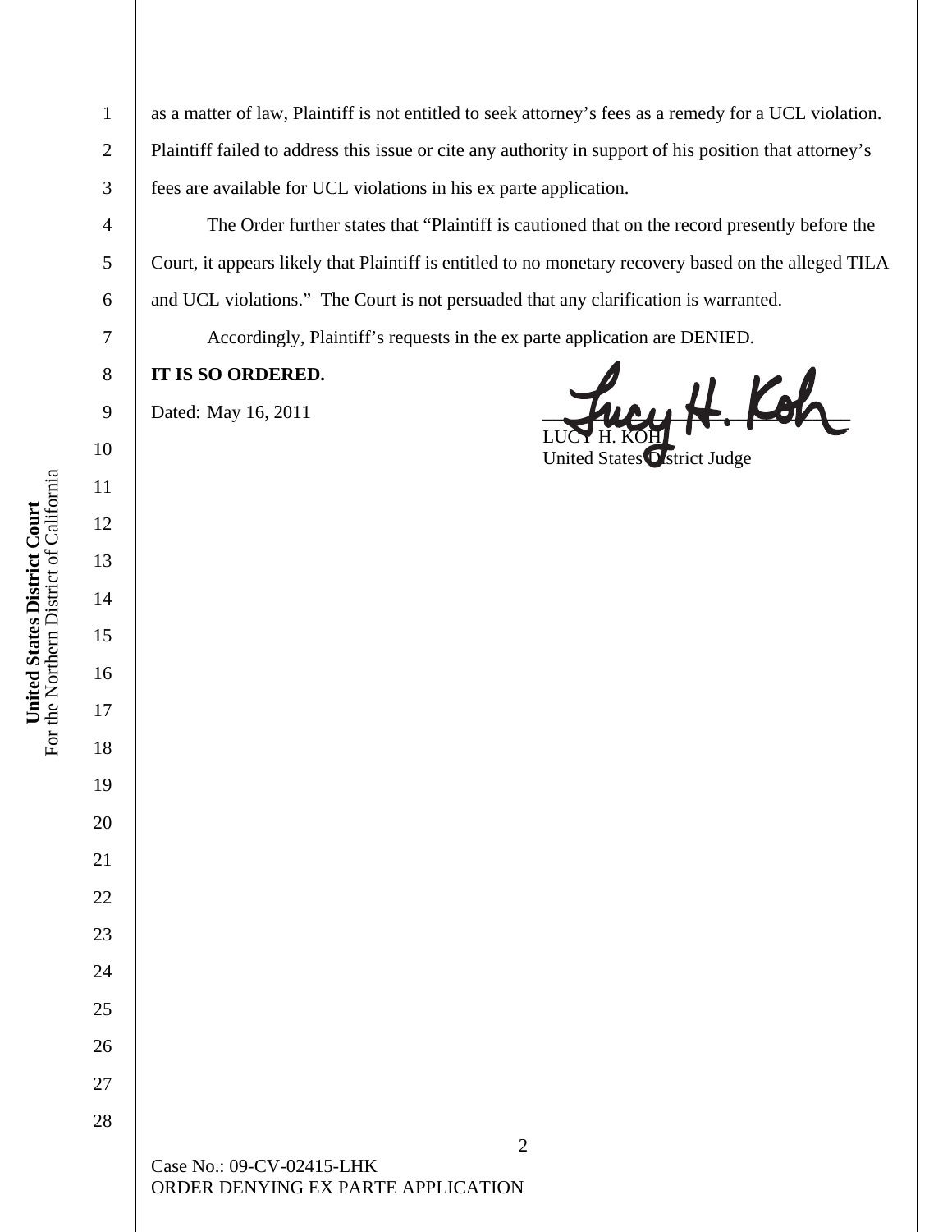as a matter of law, Plaintiff is not entitled to seek attorney's fees as a remedy for a UCL violation. Plaintiff failed to address this issue or cite any authority in support of his position that attorney's fees are available for UCL violations in his ex parte application.

The Order further states that "Plaintiff is cautioned that on the record presently before the Court, it appears likely that Plaintiff is entitled to no monetary recovery based on the alleged TILA and UCL violations." The Court is not persuaded that any clarification is warranted.

Accordingly, Plaintiff's requests in the ex parte application are DENIED.

**IT IS SO ORDERED.**

Dated: May 16, 2011

LUCY H. KOH
United States District Judge

Case No.: 09-CV-02415-LHK
ORDER DENYING EX PARTE APPLICATION